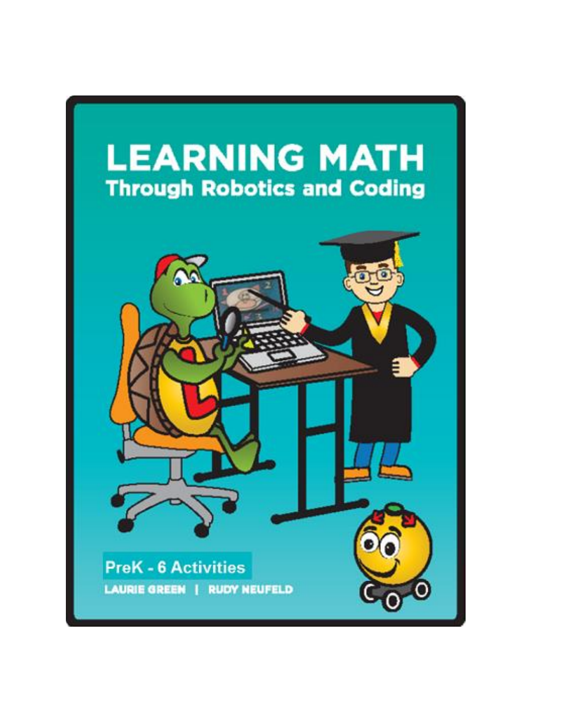# LEARNING MATH

## Through Robotics and Coding

PreK - 6 Activities

LAURIE GREEN | RUDY NEUFELD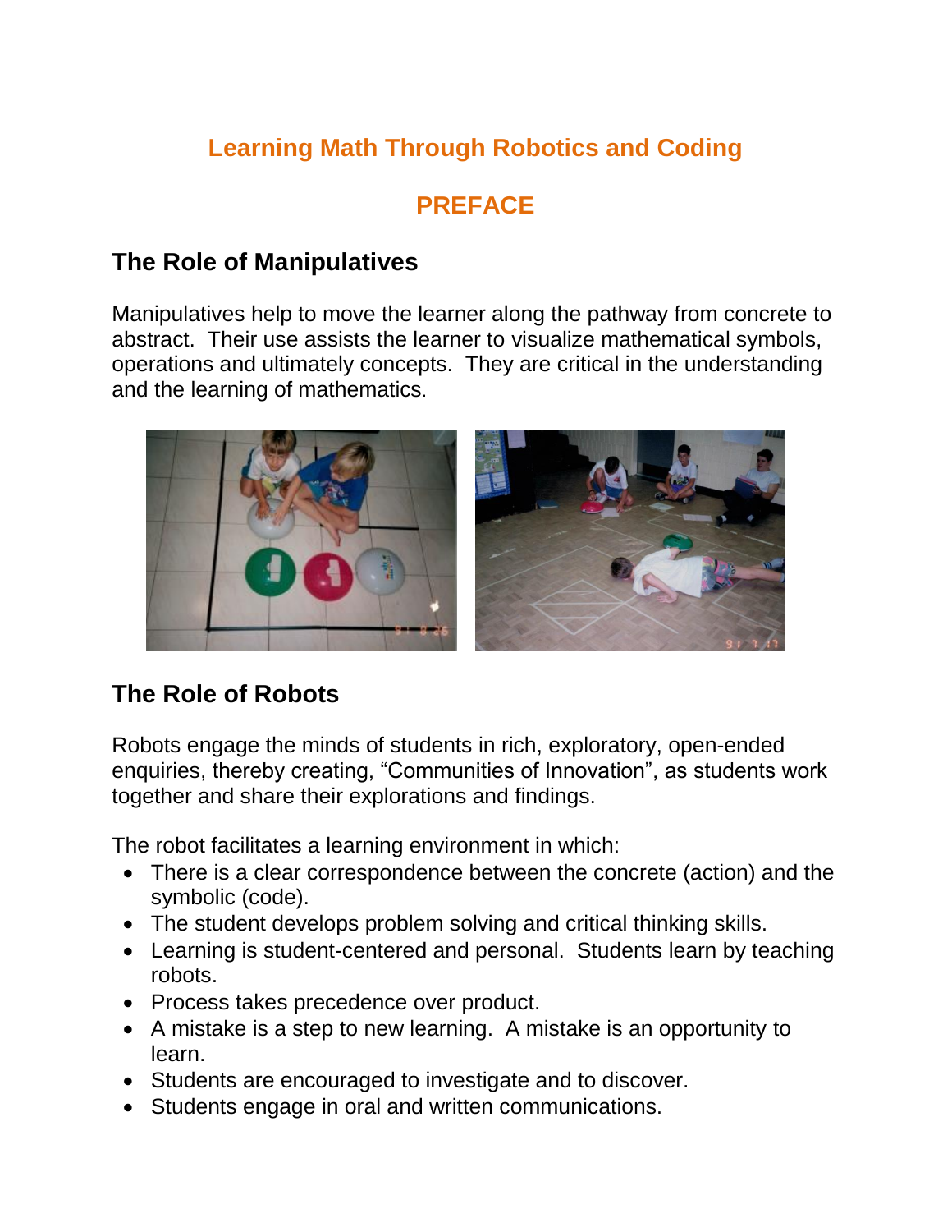# Learning Math Through Robotics and Coding

# PREFACE

## The Role of Manipulatives

Manipulatives help to move the learner along the pathway from concrete to abstract. Their use assists the learner to visualize mathematical symbols, operations and ultimately concepts. They are critical in the understanding and the learning of mathematics.

## The Role of Robots

Robots engage the minds of students in rich, exploratory, open-ended enquiries, thereby creating, "Communities of Innovation", as students work together and share their explorations and findings.

The robot facilitates a learning environment in which:

- There is a clear correspondence between the concrete (action) and the symbolic (code).
- The student develops problem solving and critical thinking skills.
- Learning is student-centered and personal. Students learn by teaching robots.
- Process takes precedence over product.
- A mistake is a step to new learning. A mistake is an opportunity to learn.
- Students are encouraged to investigate and to discover.
- Students engage in oral and written communications.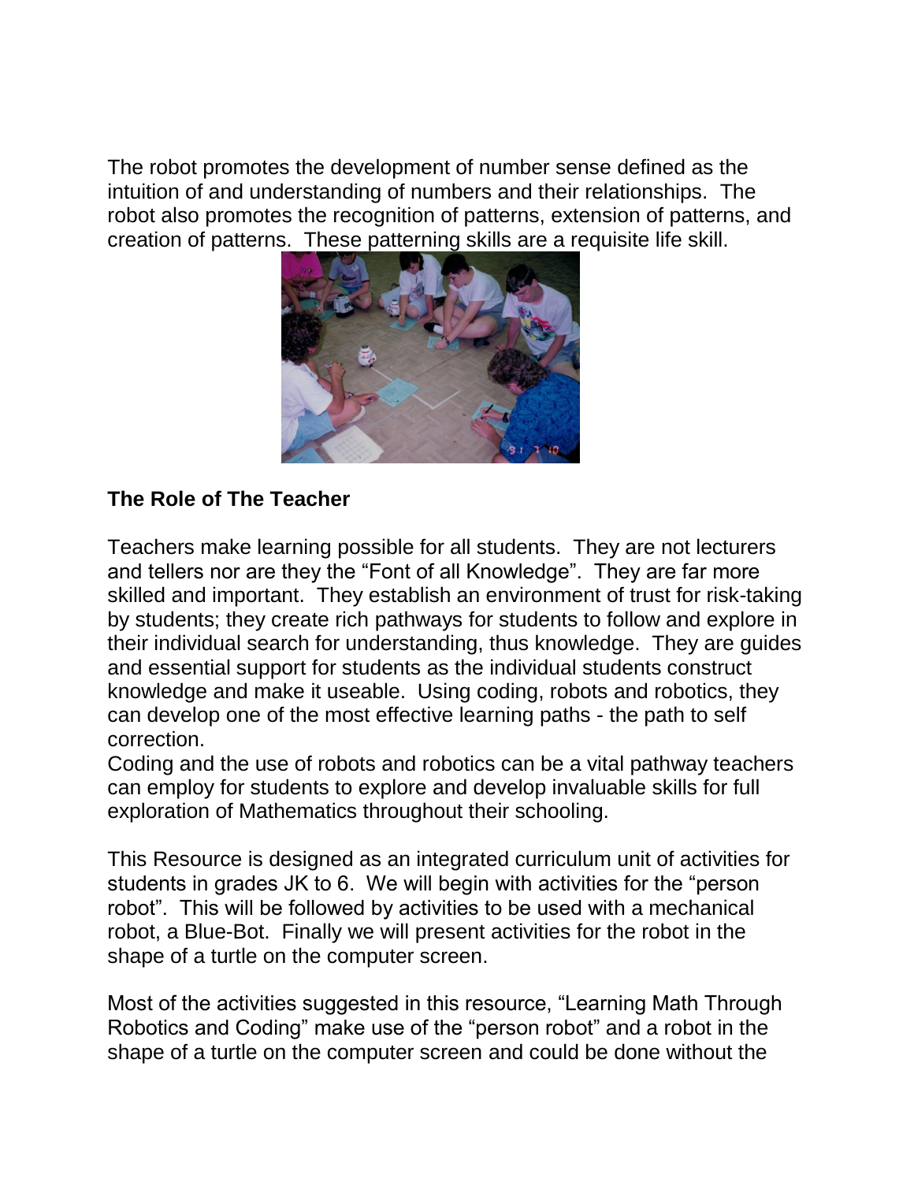The robot promotes the development of number sense defined as the intuition of and understanding of numbers and their relationships. The robot also promotes the recognition of patterns, extension of patterns, and creation of patterns. These patterning skills are a requisite life skill.

**The Role of The Teacher**

Teachers make learning possible for all students. They are not lecturers and tellers nor are they the "Font of all Knowledge". They are far more skilled and important. They establish an environment of trust for risk-taking by students; they create rich pathways for students to follow and explore in their individual search for understanding, thus knowledge. They are guides and essential support for students as the individual students construct knowledge and make it useable. Using coding, robots and robotics, they can develop one of the most effective learning paths - the path to self correction.

Coding and the use of robots and robotics can be a vital pathway teachers can employ for students to explore and develop invaluable skills for full exploration of Mathematics throughout their schooling.

This Resource is designed as an integrated curriculum unit of activities for students in grades JK to 6. We will begin with activities for the "person robot". This will be followed by activities to be used with a mechanical robot, a Blue-Bot. Finally we will present activities for the robot in the shape of a turtle on the computer screen.

Most of the activities suggested in this resource, "Learning Math Through Robotics and Coding" make use of the "person robot" and a robot in the shape of a turtle on the computer screen and could be done without the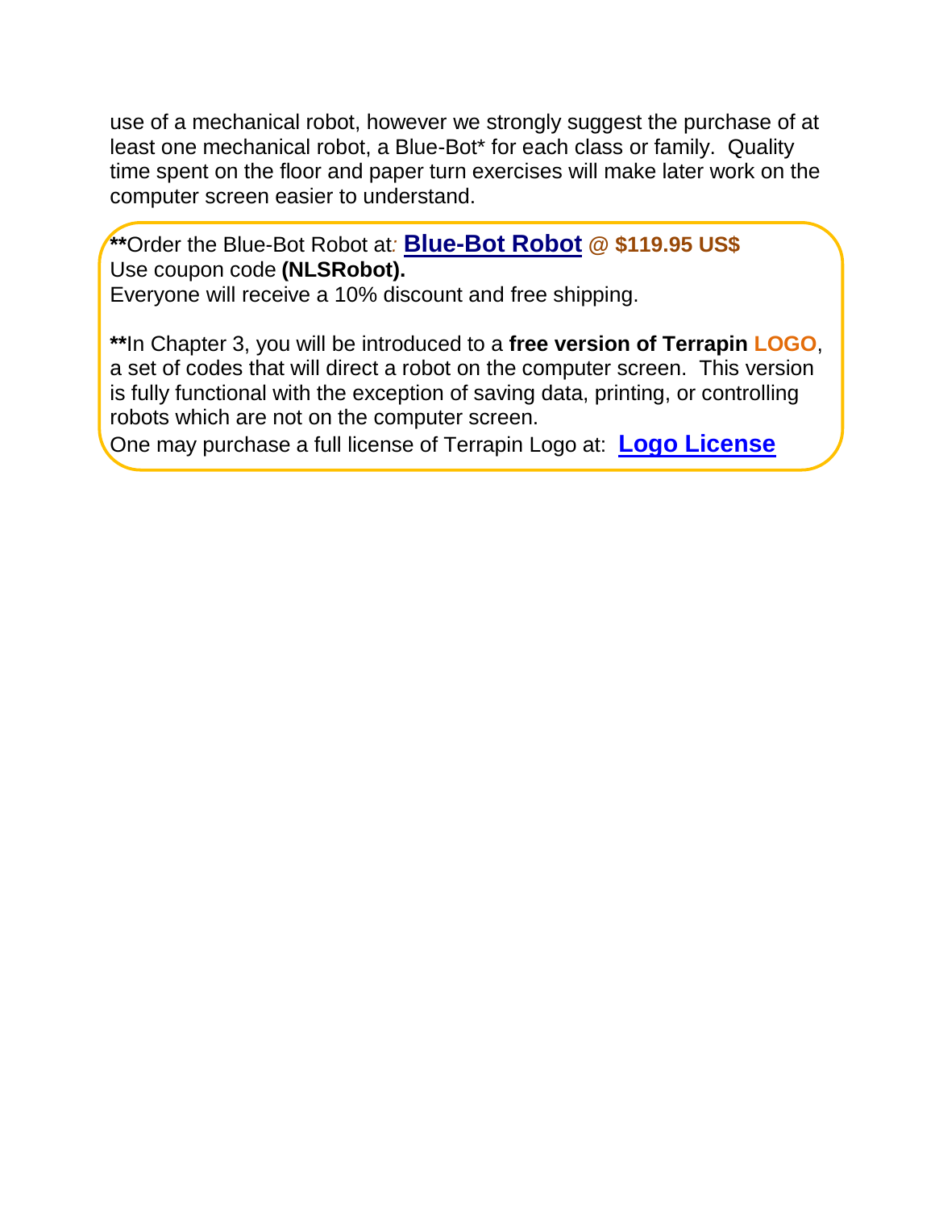use of a mechanical robot, however we strongly suggest the purchase of at least one mechanical robot, a Blue-Bot* for each class or family. Quality time spent on the floor and paper turn exercises will make later work on the computer screen easier to understand.

**Order the Blue-Bot Robot at: **Blue-Bot Robot** **@ $119.95 US$**
Use coupon code **(NLSRobot).**
Everyone will receive a 10% discount and free shipping.

**In Chapter 3, you will be introduced to a **free version of Terrapin LOGO**, a set of codes that will direct a robot on the computer screen. This version is fully functional with the exception of saving data, printing, or controlling robots which are not on the computer screen.
One may purchase a full license of Terrapin Logo at: **Logo License**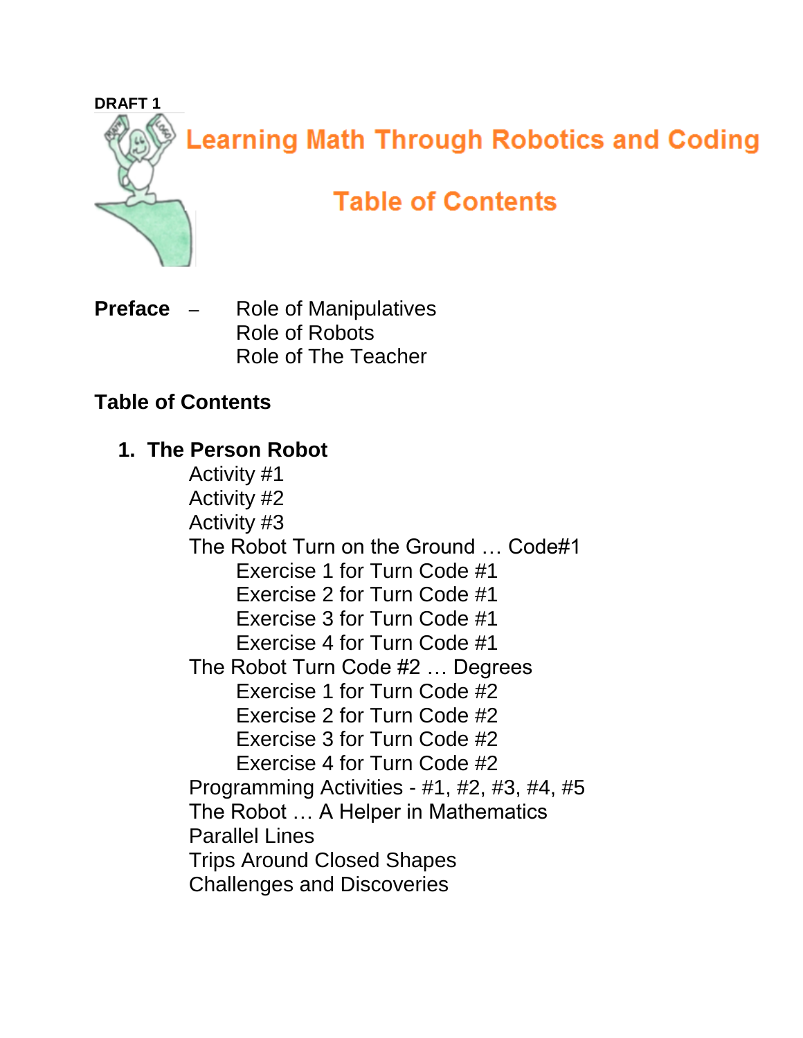DRAFT 1

# Learning Math Through Robotics and Coding

## Table of Contents

**Preface** – Role of Manipulatives
Role of Robots
Role of The Teacher

**Table of Contents**

1. **The Person Robot**
   - Activity #1
   - Activity #2
   - Activity #3
   - The Robot Turn on the Ground … Code#1
     - Exercise 1 for Turn Code #1
     - Exercise 2 for Turn Code #1
     - Exercise 3 for Turn Code #1
     - Exercise 4 for Turn Code #1
   - The Robot Turn Code #2 … Degrees
     - Exercise 1 for Turn Code #2
     - Exercise 2 for Turn Code #2
     - Exercise 3 for Turn Code #2
     - Exercise 4 for Turn Code #2
   - Programming Activities - #1, #2, #3, #4, #5
   - The Robot … A Helper in Mathematics
   - Parallel Lines
   - Trips Around Closed Shapes
   - Challenges and Discoveries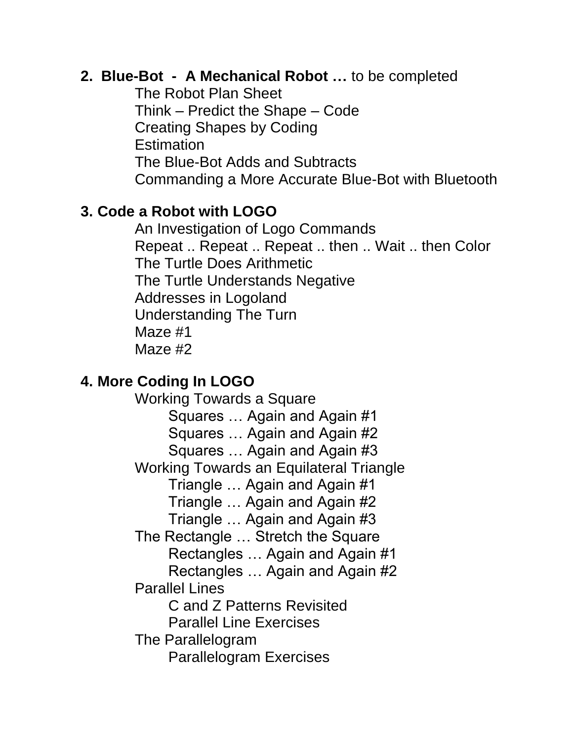**2. Blue-Bot - A Mechanical Robot …** to be completed

- The Robot Plan Sheet
- Think – Predict the Shape – Code
- Creating Shapes by Coding
- Estimation
- The Blue-Bot Adds and Subtracts
- Commanding a More Accurate Blue-Bot with Bluetooth

**3. Code a Robot with LOGO**

- An Investigation of Logo Commands
- Repeat .. Repeat .. Repeat .. then .. Wait .. then Color
- The Turtle Does Arithmetic
- The Turtle Understands Negative
- Addresses in Logoland
- Understanding The Turn
- Maze #1
- Maze #2

**4. More Coding In LOGO**

- Working Towards a Square
    - Squares … Again and Again #1
    - Squares … Again and Again #2
    - Squares … Again and Again #3
- Working Towards an Equilateral Triangle
    - Triangle … Again and Again #1
    - Triangle … Again and Again #2
    - Triangle … Again and Again #3
- The Rectangle … Stretch the Square
    - Rectangles … Again and Again #1
    - Rectangles … Again and Again #2
- Parallel Lines
    - C and Z Patterns Revisited
    - Parallel Line Exercises
- The Parallelogram
    - Parallelogram Exercises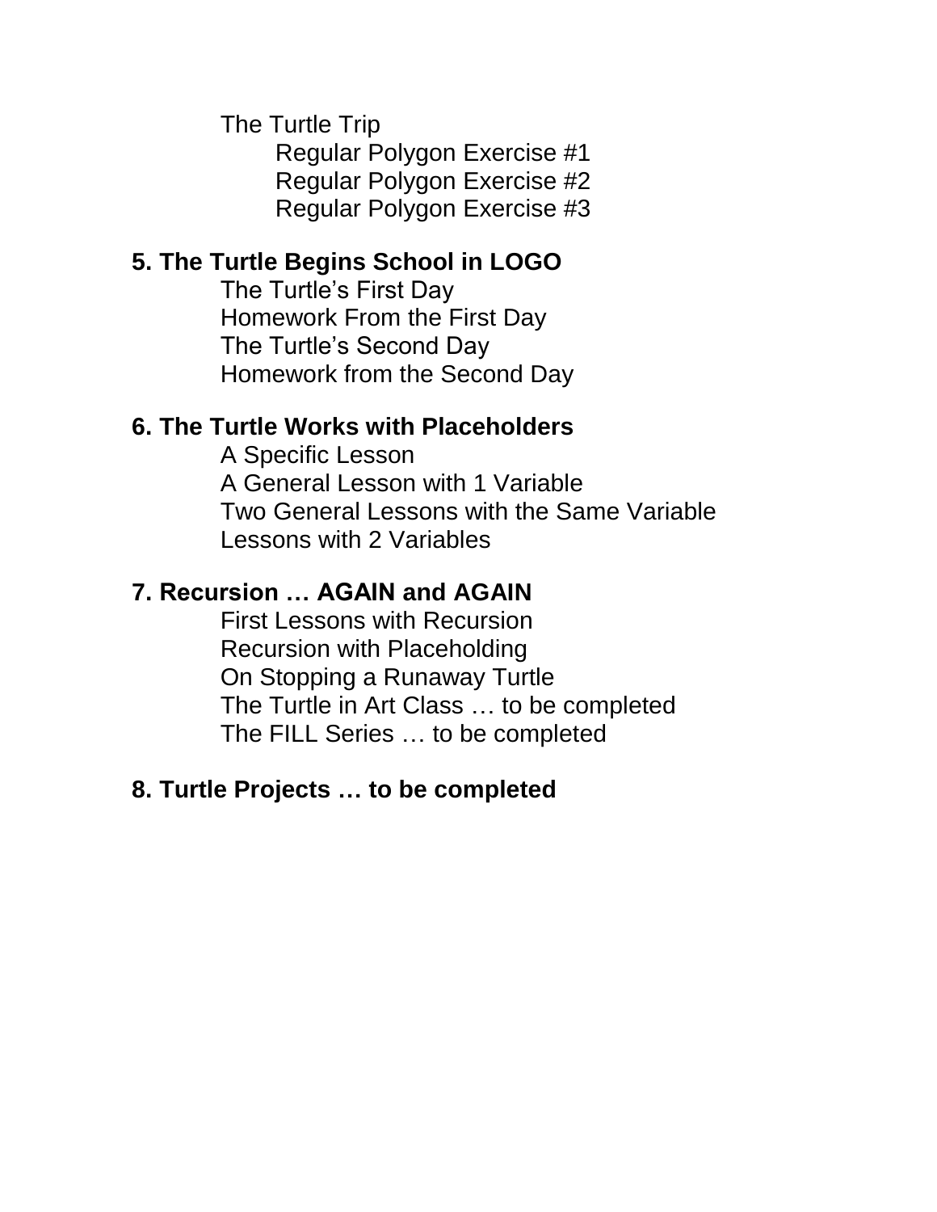The Turtle Trip

- Regular Polygon Exercise #1
- Regular Polygon Exercise #2
- Regular Polygon Exercise #3

**5. The Turtle Begins School in LOGO**

- The Turtle's First Day
- Homework From the First Day
- The Turtle's Second Day
- Homework from the Second Day

**6. The Turtle Works with Placeholders**

- A Specific Lesson
- A General Lesson with 1 Variable
- Two General Lessons with the Same Variable
- Lessons with 2 Variables

**7. Recursion … AGAIN and AGAIN**

- First Lessons with Recursion
- Recursion with Placeholding
- On Stopping a Runaway Turtle
- The Turtle in Art Class … to be completed
- The FILL Series … to be completed

**8. Turtle Projects … to be completed**